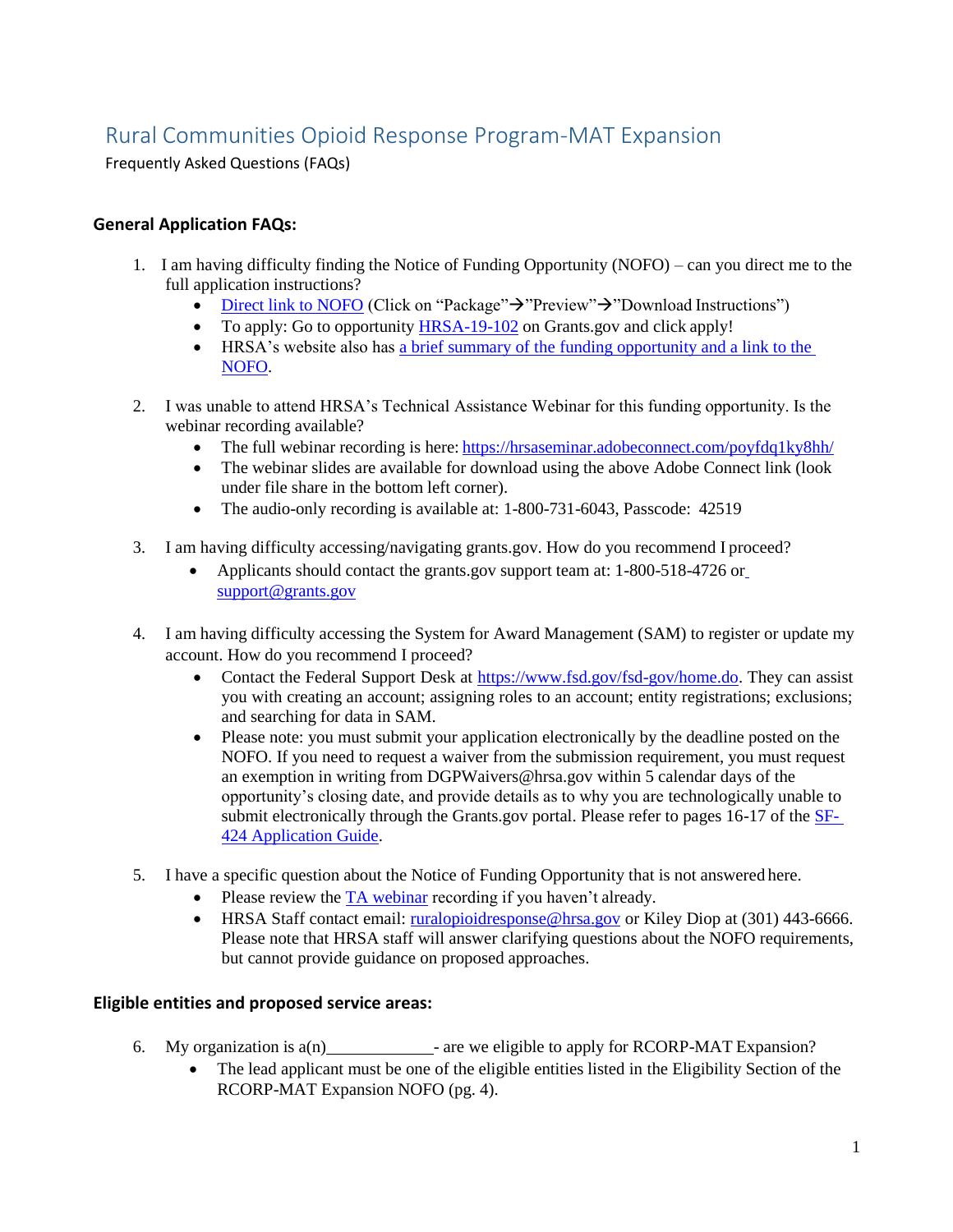# Rural Communities Opioid Response Program-MAT Expansion

Frequently Asked Questions (FAQs)

### General Application FAQs:

1. I am having difficulty finding the Notice of Funding Opportunity (NOFO) – can you direct me to the full application instructions?
   - Direct link to NOFO (Click on "Package"→"Preview"→"Download Instructions")
   - To apply: Go to opportunity HRSA-19-102 on Grants.gov and click apply!
   - HRSA's website also has a brief summary of the funding opportunity and a link to the NOFO.

2. I was unable to attend HRSA's Technical Assistance Webinar for this funding opportunity. Is the webinar recording available?
   - The full webinar recording is here: https://hrsaseminar.adobeconnect.com/poyfdq1ky8hh/
   - The webinar slides are available for download using the above Adobe Connect link (look under file share in the bottom left corner).
   - The audio-only recording is available at: 1-800-731-6043, Passcode: 42519

3. I am having difficulty accessing/navigating grants.gov. How do you recommend I proceed?
   - Applicants should contact the grants.gov support team at: 1-800-518-4726 or support@grants.gov

4. I am having difficulty accessing the System for Award Management (SAM) to register or update my account. How do you recommend I proceed?
   - Contact the Federal Support Desk at https://www.fsd.gov/fsd-gov/home.do. They can assist you with creating an account; assigning roles to an account; entity registrations; exclusions; and searching for data in SAM.
   - Please note: you must submit your application electronically by the deadline posted on the NOFO. If you need to request a waiver from the submission requirement, you must request an exemption in writing from DGPWaivers@hrsa.gov within 5 calendar days of the opportunity's closing date, and provide details as to why you are technologically unable to submit electronically through the Grants.gov portal. Please refer to pages 16-17 of the SF-424 Application Guide.

5. I have a specific question about the Notice of Funding Opportunity that is not answered here.
   - Please review the TA webinar recording if you haven't already.
   - HRSA Staff contact email: ruralopioidresponse@hrsa.gov or Kiley Diop at (301) 443-6666. Please note that HRSA staff will answer clarifying questions about the NOFO requirements, but cannot provide guidance on proposed approaches.

### Eligible entities and proposed service areas:

6. My organization is a(n)\_\_\_\_\_\_\_\_\_\_\_\_- are we eligible to apply for RCORP-MAT Expansion?
   - The lead applicant must be one of the eligible entities listed in the Eligibility Section of the RCORP-MAT Expansion NOFO (pg. 4).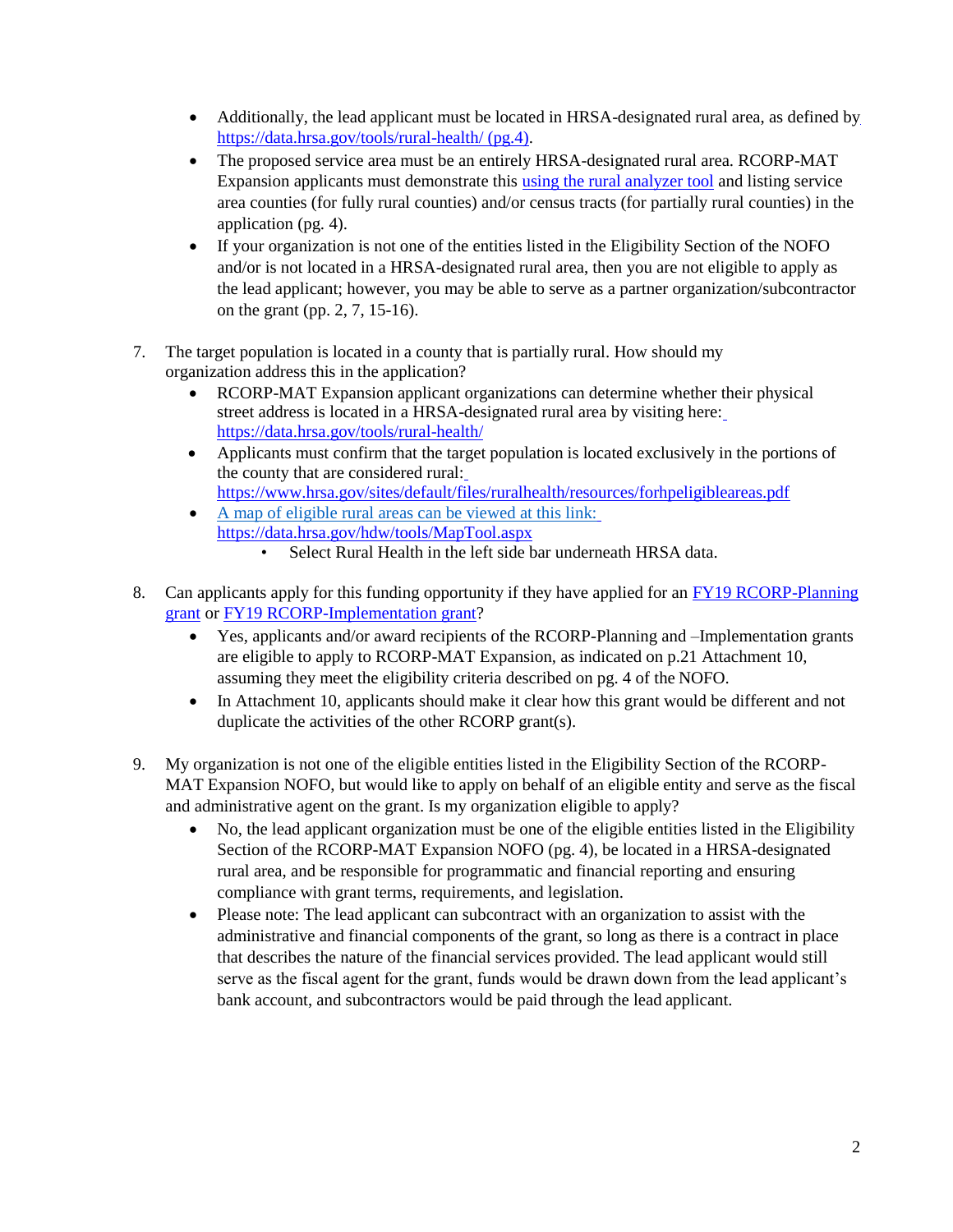- Additionally, the lead applicant must be located in HRSA-designated rural area, as defined by https://data.hrsa.gov/tools/rural-health/ (pg.4).
- The proposed service area must be an entirely HRSA-designated rural area. RCORP-MAT Expansion applicants must demonstrate this using the rural analyzer tool and listing service area counties (for fully rural counties) and/or census tracts (for partially rural counties) in the application (pg. 4).
- If your organization is not one of the entities listed in the Eligibility Section of the NOFO and/or is not located in a HRSA-designated rural area, then you are not eligible to apply as the lead applicant; however, you may be able to serve as a partner organization/subcontractor on the grant (pp. 2, 7, 15-16).

7. The target population is located in a county that is partially rural. How should my organization address this in the application?
   - RCORP-MAT Expansion applicant organizations can determine whether their physical street address is located in a HRSA-designated rural area by visiting here: https://data.hrsa.gov/tools/rural-health/
   - Applicants must confirm that the target population is located exclusively in the portions of the county that are considered rural: https://www.hrsa.gov/sites/default/files/ruralhealth/resources/forhpeligibleareas.pdf
   - A map of eligible rural areas can be viewed at this link: https://data.hrsa.gov/hdw/tools/MapTool.aspx
     - Select Rural Health in the left side bar underneath HRSA data.

8. Can applicants apply for this funding opportunity if they have applied for an FY19 RCORP-Planning grant or FY19 RCORP-Implementation grant?
   - Yes, applicants and/or award recipients of the RCORP-Planning and –Implementation grants are eligible to apply to RCORP-MAT Expansion, as indicated on p.21 Attachment 10, assuming they meet the eligibility criteria described on pg. 4 of the NOFO.
   - In Attachment 10, applicants should make it clear how this grant would be different and not duplicate the activities of the other RCORP grant(s).

9. My organization is not one of the eligible entities listed in the Eligibility Section of the RCORP-MAT Expansion NOFO, but would like to apply on behalf of an eligible entity and serve as the fiscal and administrative agent on the grant. Is my organization eligible to apply?
   - No, the lead applicant organization must be one of the eligible entities listed in the Eligibility Section of the RCORP-MAT Expansion NOFO (pg. 4), be located in a HRSA-designated rural area, and be responsible for programmatic and financial reporting and ensuring compliance with grant terms, requirements, and legislation.
   - Please note: The lead applicant can subcontract with an organization to assist with the administrative and financial components of the grant, so long as there is a contract in place that describes the nature of the financial services provided. The lead applicant would still serve as the fiscal agent for the grant, funds would be drawn down from the lead applicant's bank account, and subcontractors would be paid through the lead applicant.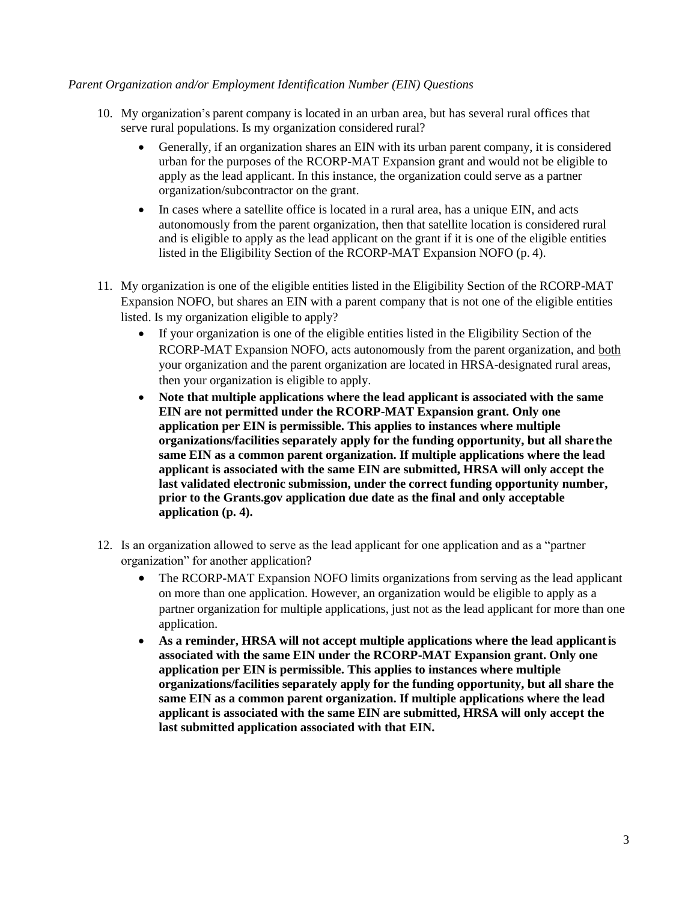*Parent Organization and/or Employment Identification Number (EIN) Questions*

10. My organization's parent company is located in an urban area, but has several rural offices that serve rural populations. Is my organization considered rural?

    - Generally, if an organization shares an EIN with its urban parent company, it is considered urban for the purposes of the RCORP-MAT Expansion grant and would not be eligible to apply as the lead applicant. In this instance, the organization could serve as a partner organization/subcontractor on the grant.
    - In cases where a satellite office is located in a rural area, has a unique EIN, and acts autonomously from the parent organization, then that satellite location is considered rural and is eligible to apply as the lead applicant on the grant if it is one of the eligible entities listed in the Eligibility Section of the RCORP-MAT Expansion NOFO (p. 4).

11. My organization is one of the eligible entities listed in the Eligibility Section of the RCORP-MAT Expansion NOFO, but shares an EIN with a parent company that is not one of the eligible entities listed. Is my organization eligible to apply?

    - If your organization is one of the eligible entities listed in the Eligibility Section of the RCORP-MAT Expansion NOFO, acts autonomously from the parent organization, and <u>both</u> your organization and the parent organization are located in HRSA-designated rural areas, then your organization is eligible to apply.
    - **Note that multiple applications where the lead applicant is associated with the same EIN are not permitted under the RCORP-MAT Expansion grant. Only one application per EIN is permissible. This applies to instances where multiple organizations/facilities separately apply for the funding opportunity, but all share the same EIN as a common parent organization. If multiple applications where the lead applicant is associated with the same EIN are submitted, HRSA will only accept the last validated electronic submission, under the correct funding opportunity number, prior to the Grants.gov application due date as the final and only acceptable application (p. 4).**

12. Is an organization allowed to serve as the lead applicant for one application and as a "partner organization" for another application?

    - The RCORP-MAT Expansion NOFO limits organizations from serving as the lead applicant on more than one application. However, an organization would be eligible to apply as a partner organization for multiple applications, just not as the lead applicant for more than one application.
    - **As a reminder, HRSA will not accept multiple applications where the lead applicant is associated with the same EIN under the RCORP-MAT Expansion grant. Only one application per EIN is permissible. This applies to instances where multiple organizations/facilities separately apply for the funding opportunity, but all share the same EIN as a common parent organization. If multiple applications where the lead applicant is associated with the same EIN are submitted, HRSA will only accept the last submitted application associated with that EIN.**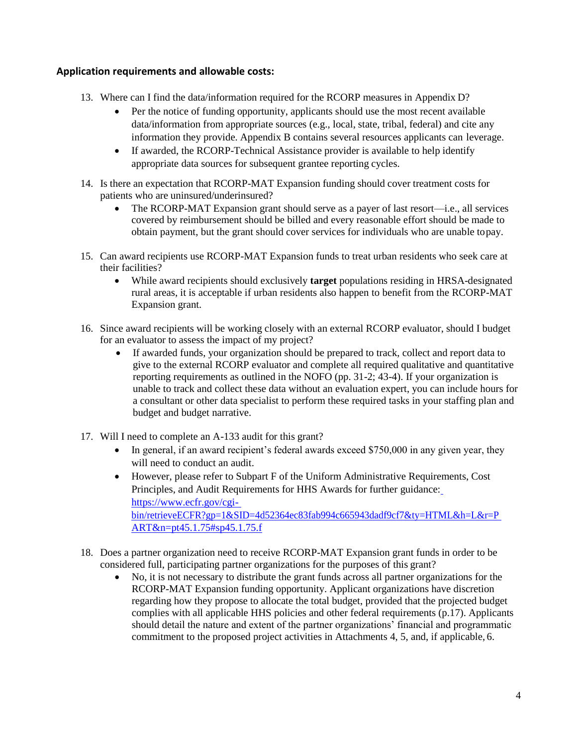**Application requirements and allowable costs:**

13. Where can I find the data/information required for the RCORP measures in Appendix D?
    - Per the notice of funding opportunity, applicants should use the most recent available data/information from appropriate sources (e.g., local, state, tribal, federal) and cite any information they provide. Appendix B contains several resources applicants can leverage.
    - If awarded, the RCORP-Technical Assistance provider is available to help identify appropriate data sources for subsequent grantee reporting cycles.

14. Is there an expectation that RCORP-MAT Expansion funding should cover treatment costs for patients who are uninsured/underinsured?
    - The RCORP-MAT Expansion grant should serve as a payer of last resort—i.e., all services covered by reimbursement should be billed and every reasonable effort should be made to obtain payment, but the grant should cover services for individuals who are unable to pay.

15. Can award recipients use RCORP-MAT Expansion funds to treat urban residents who seek care at their facilities?
    - While award recipients should exclusively **target** populations residing in HRSA-designated rural areas, it is acceptable if urban residents also happen to benefit from the RCORP-MAT Expansion grant.

16. Since award recipients will be working closely with an external RCORP evaluator, should I budget for an evaluator to assess the impact of my project?
    - If awarded funds, your organization should be prepared to track, collect and report data to give to the external RCORP evaluator and complete all required qualitative and quantitative reporting requirements as outlined in the NOFO (pp. 31-2; 43-4). If your organization is unable to track and collect these data without an evaluation expert, you can include hours for a consultant or other data specialist to perform these required tasks in your staffing plan and budget and budget narrative.

17. Will I need to complete an A-133 audit for this grant?
    - In general, if an award recipient's federal awards exceed $750,000 in any given year, they will need to conduct an audit.
    - However, please refer to Subpart F of the Uniform Administrative Requirements, Cost Principles, and Audit Requirements for HHS Awards for further guidance: https://www.ecfr.gov/cgi-bin/retrieveECFR?gp=1&SID=4d52364ec83fab994c665943dadf9cf7&ty=HTML&h=L&r=PART&n=pt45.1.75#sp45.1.75.f

18. Does a partner organization need to receive RCORP-MAT Expansion grant funds in order to be considered full, participating partner organizations for the purposes of this grant?
    - No, it is not necessary to distribute the grant funds across all partner organizations for the RCORP-MAT Expansion funding opportunity. Applicant organizations have discretion regarding how they propose to allocate the total budget, provided that the projected budget complies with all applicable HHS policies and other federal requirements (p.17). Applicants should detail the nature and extent of the partner organizations' financial and programmatic commitment to the proposed project activities in Attachments 4, 5, and, if applicable, 6.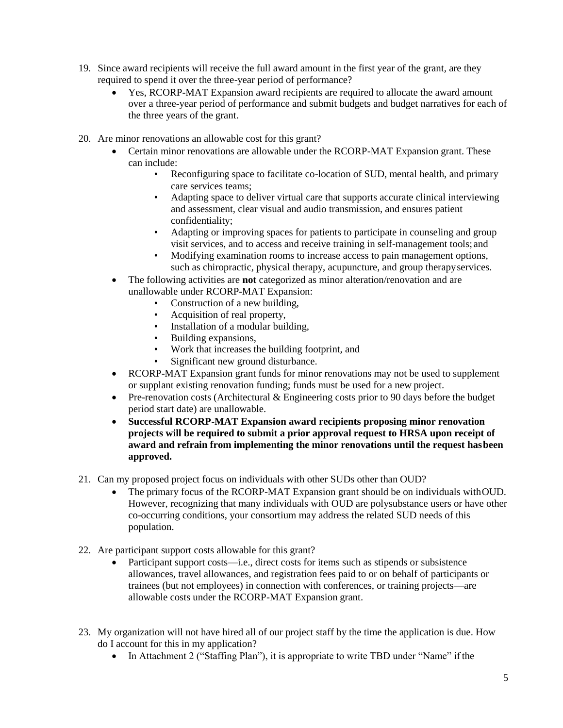19. Since award recipients will receive the full award amount in the first year of the grant, are they required to spend it over the three-year period of performance?
    - Yes, RCORP-MAT Expansion award recipients are required to allocate the award amount over a three-year period of performance and submit budgets and budget narratives for each of the three years of the grant.

20. Are minor renovations an allowable cost for this grant?
    - Certain minor renovations are allowable under the RCORP-MAT Expansion grant. These can include:
        - Reconfiguring space to facilitate co-location of SUD, mental health, and primary care services teams;
        - Adapting space to deliver virtual care that supports accurate clinical interviewing and assessment, clear visual and audio transmission, and ensures patient confidentiality;
        - Adapting or improving spaces for patients to participate in counseling and group visit services, and to access and receive training in self-management tools; and
        - Modifying examination rooms to increase access to pain management options, such as chiropractic, physical therapy, acupuncture, and group therapy services.
    - The following activities are **not** categorized as minor alteration/renovation and are unallowable under RCORP-MAT Expansion:
        - Construction of a new building,
        - Acquisition of real property,
        - Installation of a modular building,
        - Building expansions,
        - Work that increases the building footprint, and
        - Significant new ground disturbance.
    - RCORP-MAT Expansion grant funds for minor renovations may not be used to supplement or supplant existing renovation funding; funds must be used for a new project.
    - Pre-renovation costs (Architectural & Engineering costs prior to 90 days before the budget period start date) are unallowable.
    - **Successful RCORP-MAT Expansion award recipients proposing minor renovation projects will be required to submit a prior approval request to HRSA upon receipt of award and refrain from implementing the minor renovations until the request has been approved.**

21. Can my proposed project focus on individuals with other SUDs other than OUD?
    - The primary focus of the RCORP-MAT Expansion grant should be on individuals with OUD. However, recognizing that many individuals with OUD are polysubstance users or have other co-occurring conditions, your consortium may address the related SUD needs of this population.

22. Are participant support costs allowable for this grant?
    - Participant support costs—i.e., direct costs for items such as stipends or subsistence allowances, travel allowances, and registration fees paid to or on behalf of participants or trainees (but not employees) in connection with conferences, or training projects—are allowable costs under the RCORP-MAT Expansion grant.

23. My organization will not have hired all of our project staff by the time the application is due. How do I account for this in my application?
    - In Attachment 2 ("Staffing Plan"), it is appropriate to write TBD under "Name" if the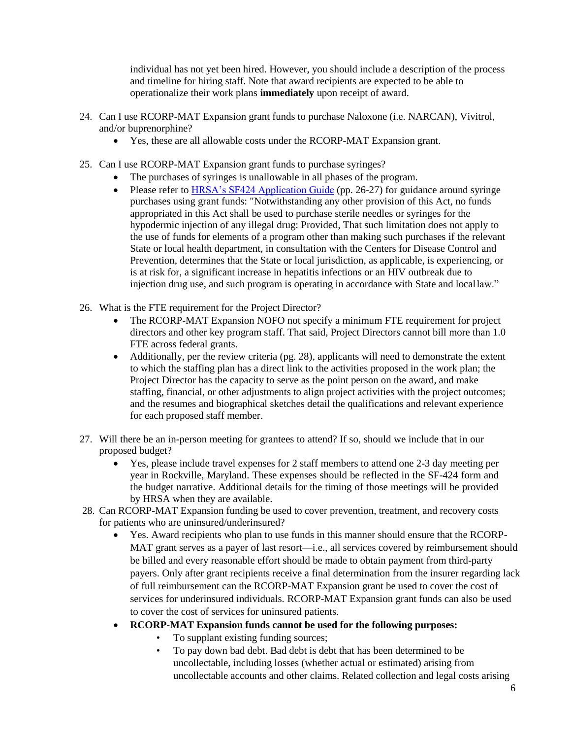individual has not yet been hired. However, you should include a description of the process and timeline for hiring staff. Note that award recipients are expected to be able to operationalize their work plans **immediately** upon receipt of award.

24. Can I use RCORP-MAT Expansion grant funds to purchase Naloxone (i.e. NARCAN), Vivitrol, and/or buprenorphine?
    - Yes, these are all allowable costs under the RCORP-MAT Expansion grant.

25. Can I use RCORP-MAT Expansion grant funds to purchase syringes?
    - The purchases of syringes is unallowable in all phases of the program.
    - Please refer to [HRSA's SF424 Application Guide](HRSA's SF424 Application Guide) (pp. 26-27) for guidance around syringe purchases using grant funds: "Notwithstanding any other provision of this Act, no funds appropriated in this Act shall be used to purchase sterile needles or syringes for the hypodermic injection of any illegal drug: Provided, That such limitation does not apply to the use of funds for elements of a program other than making such purchases if the relevant State or local health department, in consultation with the Centers for Disease Control and Prevention, determines that the State or local jurisdiction, as applicable, is experiencing, or is at risk for, a significant increase in hepatitis infections or an HIV outbreak due to injection drug use, and such program is operating in accordance with State and local law."

26. What is the FTE requirement for the Project Director?
    - The RCORP-MAT Expansion NOFO not specify a minimum FTE requirement for project directors and other key program staff. That said, Project Directors cannot bill more than 1.0 FTE across federal grants.
    - Additionally, per the review criteria (pg. 28), applicants will need to demonstrate the extent to which the staffing plan has a direct link to the activities proposed in the work plan; the Project Director has the capacity to serve as the point person on the award, and make staffing, financial, or other adjustments to align project activities with the project outcomes; and the resumes and biographical sketches detail the qualifications and relevant experience for each proposed staff member.

27. Will there be an in-person meeting for grantees to attend? If so, should we include that in our proposed budget?
    - Yes, please include travel expenses for 2 staff members to attend one 2-3 day meeting per year in Rockville, Maryland. These expenses should be reflected in the SF-424 form and the budget narrative. Additional details for the timing of those meetings will be provided by HRSA when they are available.

28. Can RCORP-MAT Expansion funding be used to cover prevention, treatment, and recovery costs for patients who are uninsured/underinsured?
    - Yes. Award recipients who plan to use funds in this manner should ensure that the RCORP-MAT grant serves as a payer of last resort—i.e., all services covered by reimbursement should be billed and every reasonable effort should be made to obtain payment from third-party payers. Only after grant recipients receive a final determination from the insurer regarding lack of full reimbursement can the RCORP-MAT Expansion grant be used to cover the cost of services for underinsured individuals. RCORP-MAT Expansion grant funds can also be used to cover the cost of services for uninsured patients.
    - **RCORP-MAT Expansion funds cannot be used for the following purposes:**
        - To supplant existing funding sources;
        - To pay down bad debt. Bad debt is debt that has been determined to be uncollectable, including losses (whether actual or estimated) arising from uncollectable accounts and other claims. Related collection and legal costs arising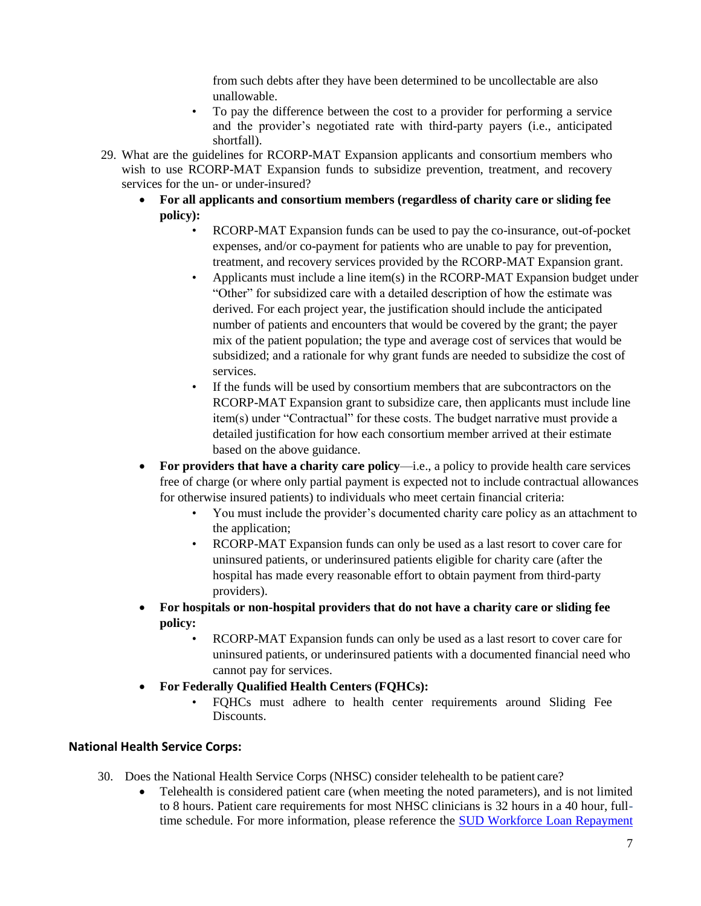from such debts after they have been determined to be uncollectable are also unallowable.
- To pay the difference between the cost to a provider for performing a service and the provider's negotiated rate with third-party payers (i.e., anticipated shortfall).

29. What are the guidelines for RCORP-MAT Expansion applicants and consortium members who wish to use RCORP-MAT Expansion funds to subsidize prevention, treatment, and recovery services for the un- or under-insured?
    - **For all applicants and consortium members (regardless of charity care or sliding fee policy):**
        - RCORP-MAT Expansion funds can be used to pay the co-insurance, out-of-pocket expenses, and/or co-payment for patients who are unable to pay for prevention, treatment, and recovery services provided by the RCORP-MAT Expansion grant.
        - Applicants must include a line item(s) in the RCORP-MAT Expansion budget under "Other" for subsidized care with a detailed description of how the estimate was derived. For each project year, the justification should include the anticipated number of patients and encounters that would be covered by the grant; the payer mix of the patient population; the type and average cost of services that would be subsidized; and a rationale for why grant funds are needed to subsidize the cost of services.
        - If the funds will be used by consortium members that are subcontractors on the RCORP-MAT Expansion grant to subsidize care, then applicants must include line item(s) under "Contractual" for these costs. The budget narrative must provide a detailed justification for how each consortium member arrived at their estimate based on the above guidance.
    - **For providers that have a charity care policy**—i.e., a policy to provide health care services free of charge (or where only partial payment is expected not to include contractual allowances for otherwise insured patients) to individuals who meet certain financial criteria:
        - You must include the provider's documented charity care policy as an attachment to the application;
        - RCORP-MAT Expansion funds can only be used as a last resort to cover care for uninsured patients, or underinsured patients eligible for charity care (after the hospital has made every reasonable effort to obtain payment from third-party providers).
    - **For hospitals or non-hospital providers that do not have a charity care or sliding fee policy:**
        - RCORP-MAT Expansion funds can only be used as a last resort to cover care for uninsured patients, or underinsured patients with a documented financial need who cannot pay for services.
    - **For Federally Qualified Health Centers (FQHCs):**
        - FQHCs must adhere to health center requirements around Sliding Fee Discounts.

**National Health Service Corps:**

30. Does the National Health Service Corps (NHSC) consider telehealth to be patient care?
    - Telehealth is considered patient care (when meeting the noted parameters), and is not limited to 8 hours. Patient care requirements for most NHSC clinicians is 32 hours in a 40 hour, full-time schedule. For more information, please reference the SUD Workforce Loan Repayment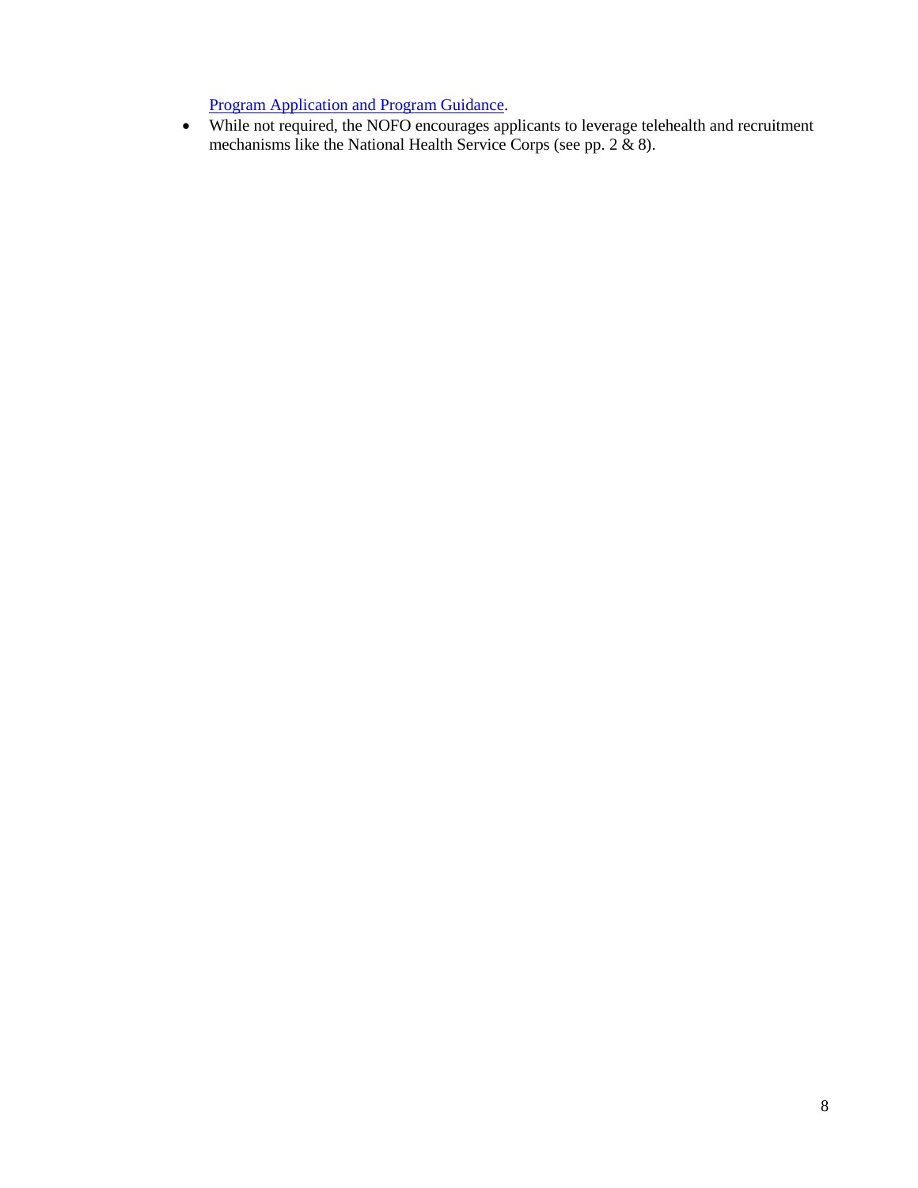[Program Application and Program Guidance].

- While not required, the NOFO encourages applicants to leverage telehealth and recruitment mechanisms like the National Health Service Corps (see pp. 2 & 8).